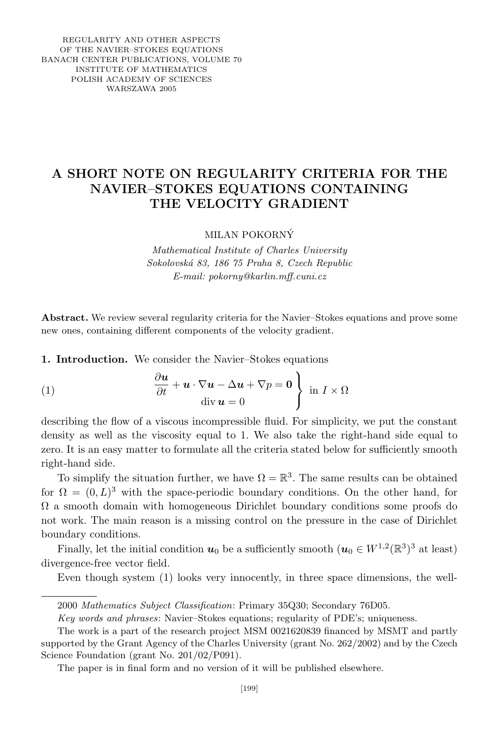REGULARITY AND OTHER ASPECTS
OF THE NAVIER–STOKES EQUATIONS
BANACH CENTER PUBLICATIONS, VOLUME 70
INSTITUTE OF MATHEMATICS
POLISH ACADEMY OF SCIENCES
WARSZAWA 2005

# A SHORT NOTE ON REGULARITY CRITERIA FOR THE NAVIER–STOKES EQUATIONS CONTAINING THE VELOCITY GRADIENT

MILAN POKORNÝ

*Mathematical Institute of Charles University*
*Sokolovská 83, 186 75 Praha 8, Czech Republic*
*E-mail: pokorny@karlin.mff.cuni.cz*

**Abstract.** We review several regularity criteria for the Navier–Stokes equations and prove some new ones, containing different components of the velocity gradient.

**1. Introduction.** We consider the Navier–Stokes equations

$$\left.\begin{aligned} \frac{\partial \boldsymbol{u}}{\partial t} + \boldsymbol{u}\cdot\nabla\boldsymbol{u} - \Delta\boldsymbol{u} + \nabla p = \boldsymbol{0} \\ \operatorname{div}\boldsymbol{u} = 0 \end{aligned}\right\} \text{ in } I\times\Omega \tag{1}$$

describing the flow of a viscous incompressible fluid. For simplicity, we put the constant density as well as the viscosity equal to 1. We also take the right-hand side equal to zero. It is an easy matter to formulate all the criteria stated below for sufficiently smooth right-hand side.

To simplify the situation further, we have $\Omega = \mathbb{R}^3$. The same results can be obtained for $\Omega = (0,L)^3$ with the space-periodic boundary conditions. On the other hand, for $\Omega$ a smooth domain with homogeneous Dirichlet boundary conditions some proofs do not work. The main reason is a missing control on the pressure in the case of Dirichlet boundary conditions.

Finally, let the initial condition $\boldsymbol{u}_0$ be a sufficiently smooth ($\boldsymbol{u}_0 \in W^{1,2}(\mathbb{R}^3)^3$ at least) divergence-free vector field.

Even though system (1) looks very innocently, in three space dimensions, the well-

2000 *Mathematics Subject Classification*: Primary 35Q30; Secondary 76D05.

*Key words and phrases*: Navier–Stokes equations; regularity of PDE's; uniqueness.

The work is a part of the research project MSM 0021620839 financed by MSMT and partly supported by the Grant Agency of the Charles University (grant No. 262/2002) and by the Czech Science Foundation (grant No. 201/02/P091).

The paper is in final form and no version of it will be published elsewhere.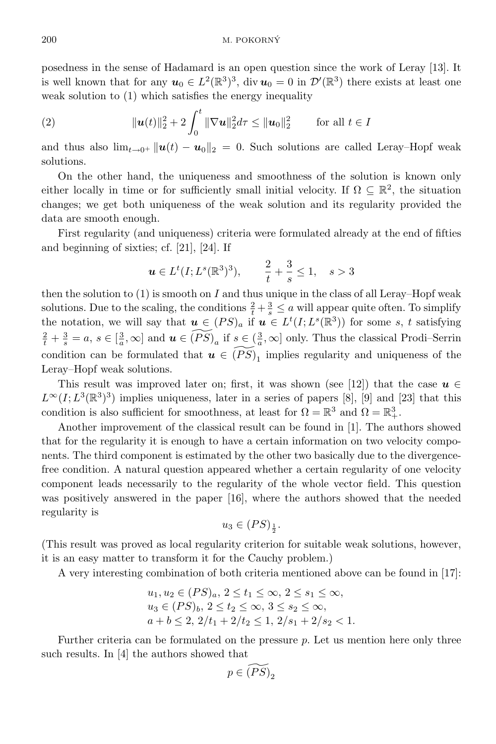posedness in the sense of Hadamard is an open question since the work of Leray [13]. It is well known that for any $\boldsymbol{u}_0 \in L^2(\mathbb{R}^3)^3$, $\operatorname{div} \boldsymbol{u}_0 = 0$ in $\mathcal{D}'(\mathbb{R}^3)$ there exists at least one weak solution to (1) which satisfies the energy inequality

$$
\|\boldsymbol{u}(t)\|_2^2 + 2\int_0^t \|\nabla \boldsymbol{u}\|_2^2 d\tau \le \|\boldsymbol{u}_0\|_2^2 \qquad \text{for all } t \in I \tag{2}
$$

and thus also $\lim_{t\to 0^+} \|\boldsymbol{u}(t) - \boldsymbol{u}_0\|_2 = 0$. Such solutions are called Leray–Hopf weak solutions.

On the other hand, the uniqueness and smoothness of the solution is known only either locally in time or for sufficiently small initial velocity. If $\Omega \subseteq \mathbb{R}^2$, the situation changes; we get both uniqueness of the weak solution and its regularity provided the data are smooth enough.

First regularity (and uniqueness) criteria were formulated already at the end of fifties and beginning of sixties; cf. [21], [24]. If

$$
\boldsymbol{u} \in L^t(I; L^s(\mathbb{R}^3)^3), \qquad \frac{2}{t} + \frac{3}{s} \le 1, \quad s > 3
$$

then the solution to (1) is smooth on $I$ and thus unique in the class of all Leray–Hopf weak solutions. Due to the scaling, the conditions $\frac{2}{t} + \frac{3}{s} \le a$ will appear quite often. To simplify the notation, we will say that $\boldsymbol{u} \in (PS)_a$ if $\boldsymbol{u} \in L^t(I; L^s(\mathbb{R}^3))$ for some $s$, $t$ satisfying $\frac{2}{t} + \frac{3}{s} = a$, $s \in [\frac{3}{a}, \infty]$ and $\boldsymbol{u} \in \widetilde{(PS)}_a$ if $s \in (\frac{3}{a}, \infty]$ only. Thus the classical Prodi–Serrin condition can be formulated that $\boldsymbol{u} \in \widetilde{(PS)}_1$ implies regularity and uniqueness of the Leray–Hopf weak solutions.

This result was improved later on; first, it was shown (see [12]) that the case $\boldsymbol{u} \in L^\infty(I; L^3(\mathbb{R}^3)^3)$ implies uniqueness, later in a series of papers [8], [9] and [23] that this condition is also sufficient for smoothness, at least for $\Omega = \mathbb{R}^3$ and $\Omega = \mathbb{R}^3_+$.

Another improvement of the classical result can be found in [1]. The authors showed that for the regularity it is enough to have a certain information on two velocity components. The third component is estimated by the other two basically due to the divergence-free condition. A natural question appeared whether a certain regularity of one velocity component leads necessarily to the regularity of the whole vector field. This question was positively answered in the paper [16], where the authors showed that the needed regularity is

$$
u_3 \in (PS)_{\frac{1}{2}}.
$$

(This result was proved as local regularity criterion for suitable weak solutions, however, it is an easy matter to transform it for the Cauchy problem.)

A very interesting combination of both criteria mentioned above can be found in [17]:

$$
\begin{aligned}
&u_1, u_2 \in (PS)_a,\ 2 \le t_1 \le \infty,\ 2 \le s_1 \le \infty,\\
&u_3 \in (PS)_b,\ 2 \le t_2 \le \infty,\ 3 \le s_2 \le \infty,\\
&a + b \le 2,\ 2/t_1 + 2/t_2 \le 1,\ 2/s_1 + 2/s_2 < 1.
\end{aligned}
$$

Further criteria can be formulated on the pressure $p$. Let us mention here only three such results. In [4] the authors showed that

$$
p \in \widetilde{(PS)}_2
$$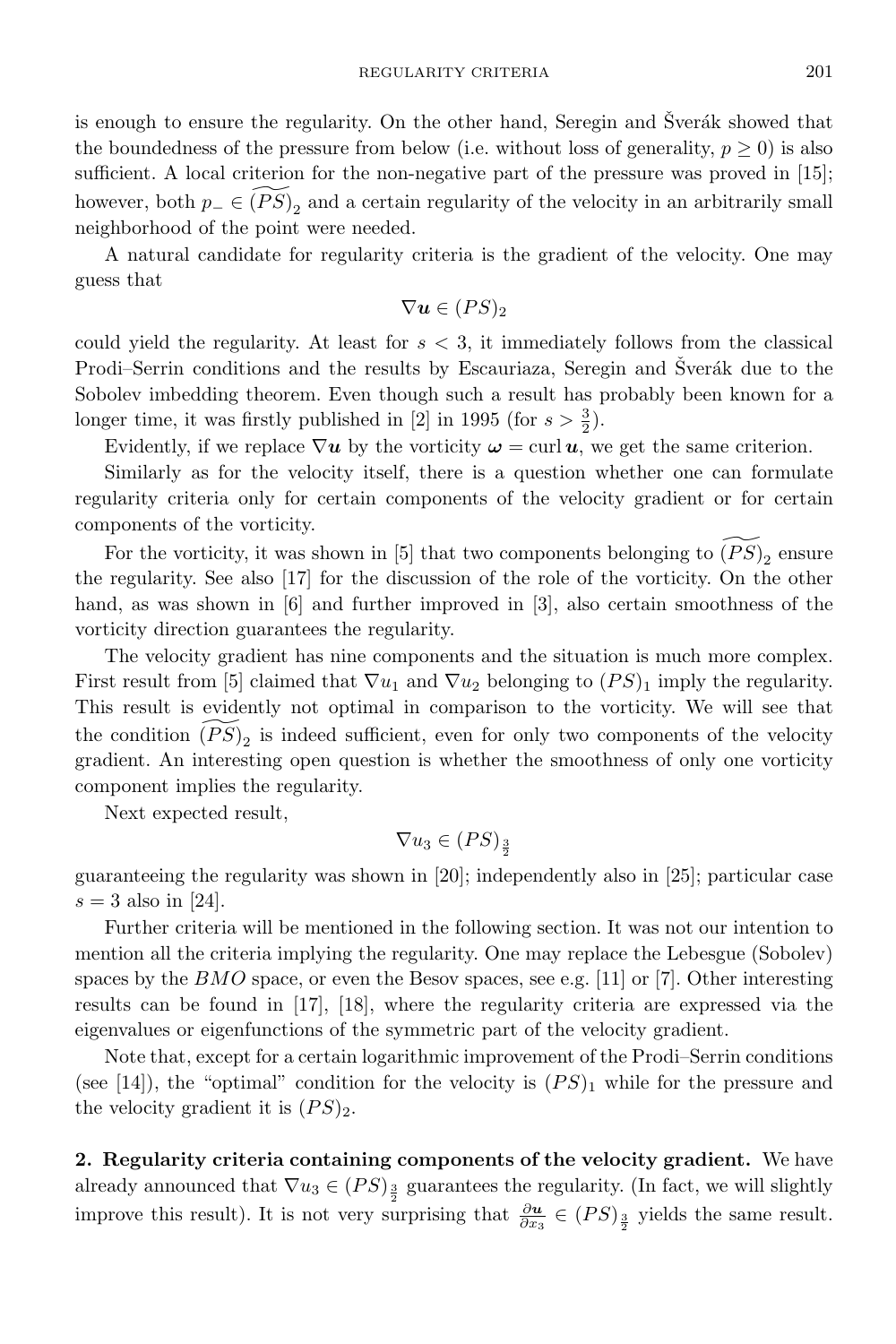is enough to ensure the regularity. On the other hand, Seregin and Šverák showed that the boundedness of the pressure from below (i.e. without loss of generality, $p \geq 0$) is also sufficient. A local criterion for the non-negative part of the pressure was proved in [15]; however, both $p_- \in \widetilde{(PS)}_2$ and a certain regularity of the velocity in an arbitrarily small neighborhood of the point were needed.

A natural candidate for regularity criteria is the gradient of the velocity. One may guess that

$$\nabla \boldsymbol{u} \in (PS)_2$$

could yield the regularity. At least for $s < 3$, it immediately follows from the classical Prodi–Serrin conditions and the results by Escauriaza, Seregin and Šverák due to the Sobolev imbedding theorem. Even though such a result has probably been known for a longer time, it was firstly published in [2] in 1995 (for $s > \frac{3}{2}$).

Evidently, if we replace $\nabla \boldsymbol{u}$ by the vorticity $\boldsymbol{\omega} = \operatorname{curl} \boldsymbol{u}$, we get the same criterion.

Similarly as for the velocity itself, there is a question whether one can formulate regularity criteria only for certain components of the velocity gradient or for certain components of the vorticity.

For the vorticity, it was shown in [5] that two components belonging to $\widetilde{(PS)}_2$ ensure the regularity. See also [17] for the discussion of the role of the vorticity. On the other hand, as was shown in [6] and further improved in [3], also certain smoothness of the vorticity direction guarantees the regularity.

The velocity gradient has nine components and the situation is much more complex. First result from [5] claimed that $\nabla u_1$ and $\nabla u_2$ belonging to $(PS)_1$ imply the regularity. This result is evidently not optimal in comparison to the vorticity. We will see that the condition $\widetilde{(PS)}_2$ is indeed sufficient, even for only two components of the velocity gradient. An interesting open question is whether the smoothness of only one vorticity component implies the regularity.

Next expected result,

$$\nabla u_3 \in (PS)_{\frac{3}{2}}$$

guaranteeing the regularity was shown in [20]; independently also in [25]; particular case $s = 3$ also in [24].

Further criteria will be mentioned in the following section. It was not our intention to mention all the criteria implying the regularity. One may replace the Lebesgue (Sobolev) spaces by the $BMO$ space, or even the Besov spaces, see e.g. [11] or [7]. Other interesting results can be found in [17], [18], where the regularity criteria are expressed via the eigenvalues or eigenfunctions of the symmetric part of the velocity gradient.

Note that, except for a certain logarithmic improvement of the Prodi–Serrin conditions (see [14]), the "optimal" condition for the velocity is $(PS)_1$ while for the pressure and the velocity gradient it is $(PS)_2$.

**2. Regularity criteria containing components of the velocity gradient.** We have already announced that $\nabla u_3 \in (PS)_{\frac{3}{2}}$ guarantees the regularity. (In fact, we will slightly improve this result). It is not very surprising that $\frac{\partial \boldsymbol{u}}{\partial x_3} \in (PS)_{\frac{3}{2}}$ yields the same result.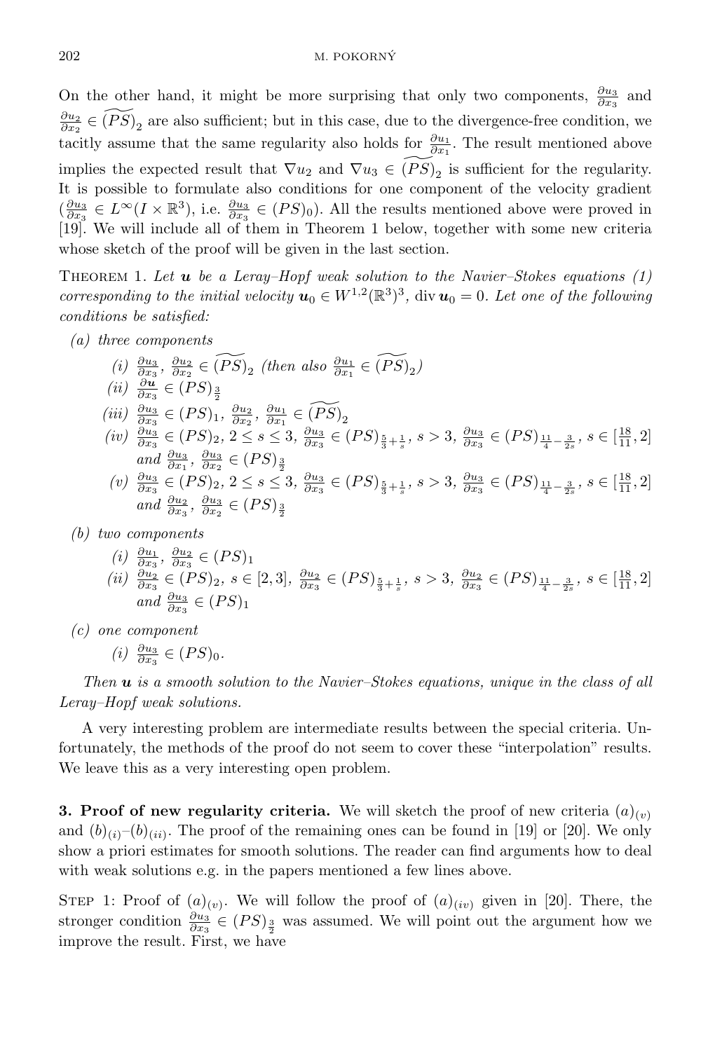On the other hand, it might be more surprising that only two components, $\frac{\partial u_3}{\partial x_3}$ and $\frac{\partial u_2}{\partial x_2} \in \widetilde{(PS)}_2$ are also sufficient; but in this case, due to the divergence-free condition, we tacitly assume that the same regularity also holds for $\frac{\partial u_1}{\partial x_1}$. The result mentioned above implies the expected result that $\nabla u_2$ and $\nabla u_3 \in \widetilde{(PS)}_2$ is sufficient for the regularity. It is possible to formulate also conditions for one component of the velocity gradient ($\frac{\partial u_3}{\partial x_3} \in L^\infty(I \times \mathbb{R}^3)$, i.e. $\frac{\partial u_3}{\partial x_3} \in (PS)_0$). All the results mentioned above were proved in [19]. We will include all of them in Theorem 1 below, together with some new criteria whose sketch of the proof will be given in the last section.

Theorem 1. *Let $\boldsymbol{u}$ be a Leray–Hopf weak solution to the Navier–Stokes equations (1) corresponding to the initial velocity $\boldsymbol{u}_0 \in W^{1,2}(\mathbb{R}^3)^3$, $\operatorname{div} \boldsymbol{u}_0 = 0$. Let one of the following conditions be satisfied:*

*(a) three components*

- *(i)* $\frac{\partial u_3}{\partial x_3}, \frac{\partial u_2}{\partial x_2} \in \widetilde{(PS)}_2$ *(then also* $\frac{\partial u_1}{\partial x_1} \in \widetilde{(PS)}_2$*)*
- *(ii)* $\frac{\partial \boldsymbol{u}}{\partial x_3} \in (PS)_{\frac{3}{2}}$
- *(iii)* $\frac{\partial u_3}{\partial x_3} \in (PS)_1$, $\frac{\partial u_2}{\partial x_2}, \frac{\partial u_1}{\partial x_1} \in \widetilde{(PS)}_2$
- *(iv)* $\frac{\partial u_3}{\partial x_3} \in (PS)_2$, $2 \le s \le 3$, $\frac{\partial u_3}{\partial x_3} \in (PS)_{\frac{5}{3}+\frac{1}{s}}$, $s > 3$, $\frac{\partial u_3}{\partial x_3} \in (PS)_{\frac{11}{4}-\frac{3}{2s}}$, $s \in [\frac{18}{11}, 2]$ *and* $\frac{\partial u_3}{\partial x_1}, \frac{\partial u_3}{\partial x_2} \in (PS)_{\frac{3}{2}}$
- *(v)* $\frac{\partial u_3}{\partial x_3} \in (PS)_2$, $2 \le s \le 3$, $\frac{\partial u_3}{\partial x_3} \in (PS)_{\frac{5}{3}+\frac{1}{s}}$, $s > 3$, $\frac{\partial u_3}{\partial x_3} \in (PS)_{\frac{11}{4}-\frac{3}{2s}}$, $s \in [\frac{18}{11}, 2]$ *and* $\frac{\partial u_2}{\partial x_3}, \frac{\partial u_3}{\partial x_2} \in (PS)_{\frac{3}{2}}$

*(b) two components*

- *(i)* $\frac{\partial u_1}{\partial x_3}, \frac{\partial u_2}{\partial x_3} \in (PS)_1$
- *(ii)* $\frac{\partial u_2}{\partial x_3} \in (PS)_2$, $s \in [2,3]$, $\frac{\partial u_2}{\partial x_3} \in (PS)_{\frac{5}{3}+\frac{1}{s}}$, $s > 3$, $\frac{\partial u_2}{\partial x_3} \in (PS)_{\frac{11}{4}-\frac{3}{2s}}$, $s \in [\frac{18}{11}, 2]$ *and* $\frac{\partial u_3}{\partial x_3} \in (PS)_1$

*(c) one component*

- *(i)* $\frac{\partial u_3}{\partial x_3} \in (PS)_0$.

*Then $\boldsymbol{u}$ is a smooth solution to the Navier–Stokes equations, unique in the class of all Leray–Hopf weak solutions.*

A very interesting problem are intermediate results between the special criteria. Unfortunately, the methods of the proof do not seem to cover these "interpolation" results. We leave this as a very interesting open problem.

**3. Proof of new regularity criteria.** We will sketch the proof of new criteria $(a)_{(v)}$ and $(b)_{(i)}$–$(b)_{(ii)}$. The proof of the remaining ones can be found in [19] or [20]. We only show a priori estimates for smooth solutions. The reader can find arguments how to deal with weak solutions e.g. in the papers mentioned a few lines above.

Step 1: Proof of $(a)_{(v)}$. We will follow the proof of $(a)_{(iv)}$ given in [20]. There, the stronger condition $\frac{\partial u_3}{\partial x_3} \in (PS)_{\frac{3}{2}}$ was assumed. We will point out the argument how we improve the result. First, we have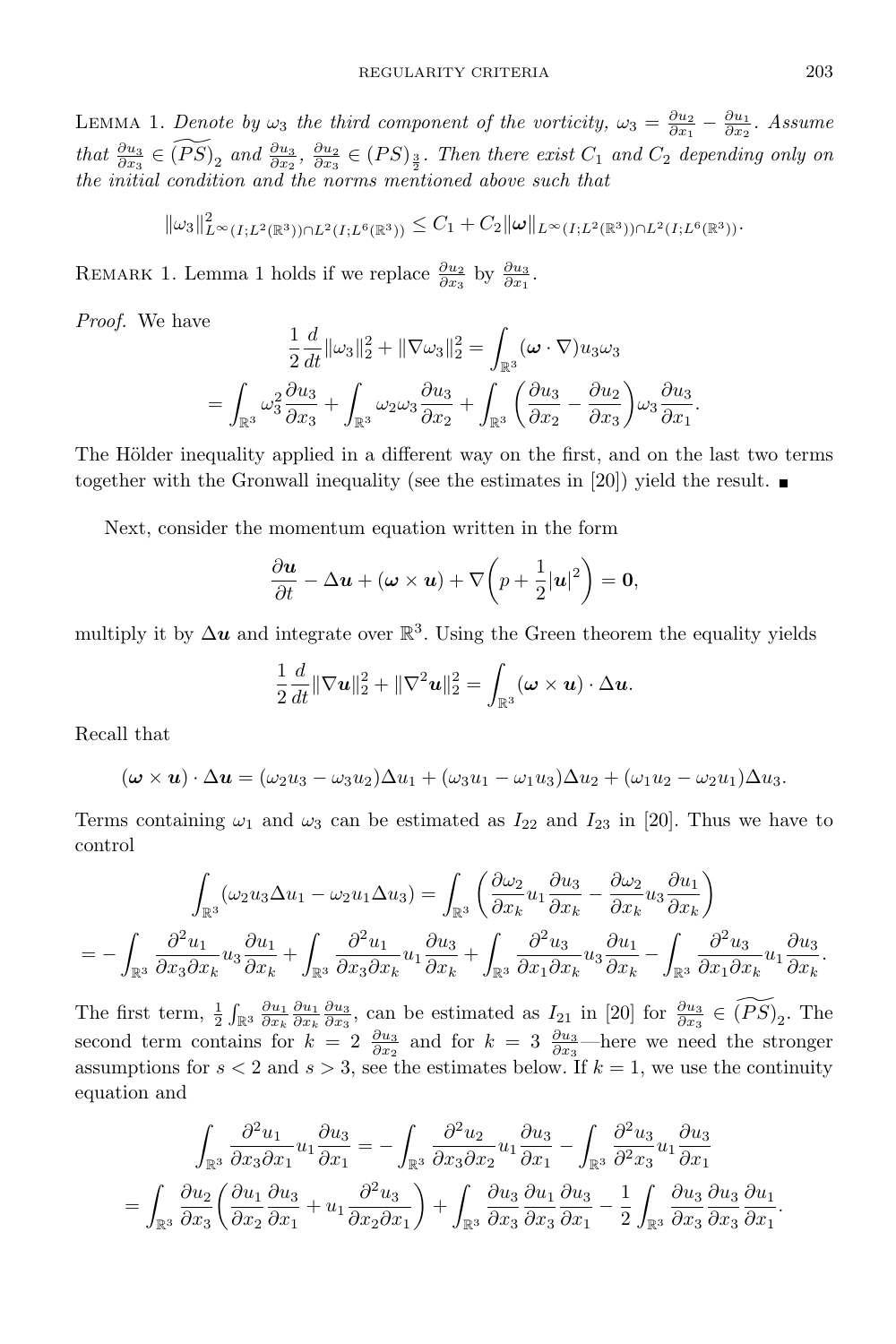LEMMA 1. *Denote by $\omega_3$ the third component of the vorticity, $\omega_3 = \frac{\partial u_2}{\partial x_1} - \frac{\partial u_1}{\partial x_2}$. Assume that $\frac{\partial u_3}{\partial x_3} \in \widetilde{(PS)}_2$ and $\frac{\partial u_3}{\partial x_2}$, $\frac{\partial u_2}{\partial x_3} \in (PS)_{\frac{3}{2}}$. Then there exist $C_1$ and $C_2$ depending only on the initial condition and the norms mentioned above such that*

$$\|\omega_3\|^2_{L^\infty(I;L^2(\mathbb{R}^3))\cap L^2(I;L^6(\mathbb{R}^3))} \leq C_1 + C_2\|\boldsymbol{\omega}\|_{L^\infty(I;L^2(\mathbb{R}^3))\cap L^2(I;L^6(\mathbb{R}^3))}.$$

REMARK 1. Lemma 1 holds if we replace $\frac{\partial u_2}{\partial x_3}$ by $\frac{\partial u_3}{\partial x_1}$.

*Proof.* We have

$$\frac{1}{2}\frac{d}{dt}\|\omega_3\|_2^2 + \|\nabla\omega_3\|_2^2 = \int_{\mathbb{R}^3} (\boldsymbol{\omega}\cdot\nabla)u_3\omega_3$$
$$= \int_{\mathbb{R}^3} \omega_3^2\frac{\partial u_3}{\partial x_3} + \int_{\mathbb{R}^3} \omega_2\omega_3\frac{\partial u_3}{\partial x_2} + \int_{\mathbb{R}^3} \bigg(\frac{\partial u_3}{\partial x_2} - \frac{\partial u_2}{\partial x_3}\bigg)\omega_3\frac{\partial u_3}{\partial x_1}.$$

The Hölder inequality applied in a different way on the first, and on the last two terms together with the Gronwall inequality (see the estimates in [20]) yield the result. ■

Next, consider the momentum equation written in the form

$$\frac{\partial \boldsymbol{u}}{\partial t} - \Delta\boldsymbol{u} + (\boldsymbol{\omega}\times\boldsymbol{u}) + \nabla\bigg(p + \frac{1}{2}|\boldsymbol{u}|^2\bigg) = \boldsymbol{0},$$

multiply it by $\Delta\boldsymbol{u}$ and integrate over $\mathbb{R}^3$. Using the Green theorem the equality yields

$$\frac{1}{2}\frac{d}{dt}\|\nabla\boldsymbol{u}\|_2^2 + \|\nabla^2\boldsymbol{u}\|_2^2 = \int_{\mathbb{R}^3} (\boldsymbol{\omega}\times\boldsymbol{u})\cdot\Delta\boldsymbol{u}.$$

Recall that

$$(\boldsymbol{\omega}\times\boldsymbol{u})\cdot\Delta\boldsymbol{u} = (\omega_2u_3 - \omega_3u_2)\Delta u_1 + (\omega_3u_1 - \omega_1u_3)\Delta u_2 + (\omega_1u_2 - \omega_2u_1)\Delta u_3.$$

Terms containing $\omega_1$ and $\omega_3$ can be estimated as $I_{22}$ and $I_{23}$ in [20]. Thus we have to control

$$\int_{\mathbb{R}^3} (\omega_2u_3\Delta u_1 - \omega_2u_1\Delta u_3) = \int_{\mathbb{R}^3}\bigg(\frac{\partial\omega_2}{\partial x_k}u_1\frac{\partial u_3}{\partial x_k} - \frac{\partial\omega_2}{\partial x_k}u_3\frac{\partial u_1}{\partial x_k}\bigg)$$
$$= -\int_{\mathbb{R}^3}\frac{\partial^2u_1}{\partial x_3\partial x_k}u_3\frac{\partial u_1}{\partial x_k} + \int_{\mathbb{R}^3}\frac{\partial^2u_1}{\partial x_3\partial x_k}u_1\frac{\partial u_3}{\partial x_k} + \int_{\mathbb{R}^3}\frac{\partial^2u_3}{\partial x_1\partial x_k}u_3\frac{\partial u_1}{\partial x_k} - \int_{\mathbb{R}^3}\frac{\partial^2u_3}{\partial x_1\partial x_k}u_1\frac{\partial u_3}{\partial x_k}.$$

The first term, $\frac{1}{2}\int_{\mathbb{R}^3}\frac{\partial u_1}{\partial x_k}\frac{\partial u_1}{\partial x_k}\frac{\partial u_3}{\partial x_3}$, can be estimated as $I_{21}$ in [20] for $\frac{\partial u_3}{\partial x_3} \in \widetilde{(PS)}_2$. The second term contains for $k = 2$ $\frac{\partial u_3}{\partial x_2}$ and for $k = 3$ $\frac{\partial u_3}{\partial x_3}$—here we need the stronger assumptions for $s < 2$ and $s > 3$, see the estimates below. If $k = 1$, we use the continuity equation and

$$\int_{\mathbb{R}^3}\frac{\partial^2u_1}{\partial x_3\partial x_1}u_1\frac{\partial u_3}{\partial x_1} = -\int_{\mathbb{R}^3}\frac{\partial^2u_2}{\partial x_3\partial x_2}u_1\frac{\partial u_3}{\partial x_1} - \int_{\mathbb{R}^3}\frac{\partial^2u_3}{\partial^2x_3}u_1\frac{\partial u_3}{\partial x_1}$$
$$= \int_{\mathbb{R}^3}\frac{\partial u_2}{\partial x_3}\bigg(\frac{\partial u_1}{\partial x_2}\frac{\partial u_3}{\partial x_1} + u_1\frac{\partial^2u_3}{\partial x_2\partial x_1}\bigg) + \int_{\mathbb{R}^3}\frac{\partial u_3}{\partial x_3}\frac{\partial u_1}{\partial x_3}\frac{\partial u_3}{\partial x_1} - \frac{1}{2}\int_{\mathbb{R}^3}\frac{\partial u_3}{\partial x_3}\frac{\partial u_3}{\partial x_3}\frac{\partial u_1}{\partial x_1}.$$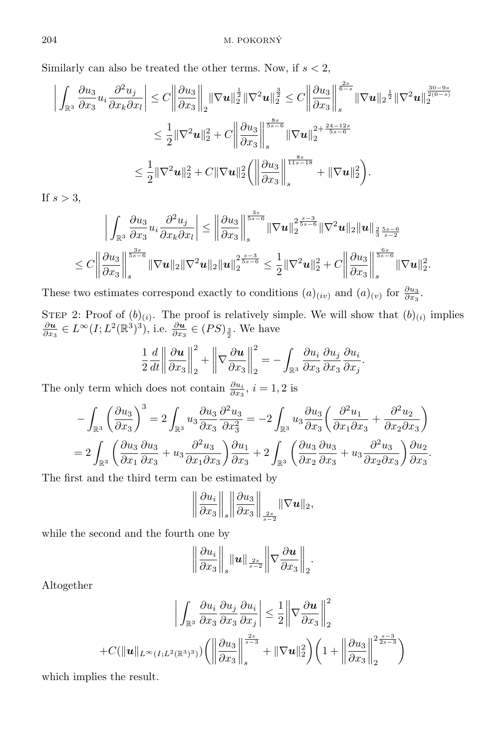Similarly can also be treated the other terms. Now, if $s < 2$,

$$\left| \int_{\mathbb{R}^3} \frac{\partial u_3}{\partial x_3} u_i \frac{\partial^2 u_j}{\partial x_k \partial x_l} \right| \leq C \left\| \frac{\partial u_3}{\partial x_3} \right\|_2 \|\nabla \boldsymbol{u}\|_2^{\frac{1}{2}} \|\nabla^2 \boldsymbol{u}\|_2^{\frac{3}{2}} \leq C \left\| \frac{\partial u_3}{\partial x_3} \right\|_s^{\frac{2s}{6-s}} \|\nabla \boldsymbol{u}\|_2{}^{\frac{1}{2}} \|\nabla^2 \boldsymbol{u}\|_2^{\frac{30-9s}{2(6-s)}}$$

$$\leq \frac{1}{2} \|\nabla^2 \boldsymbol{u}\|_2^2 + C \left\| \frac{\partial u_3}{\partial x_3} \right\|_s^{\frac{8s}{5s-6}} \|\nabla \boldsymbol{u}\|_2^{2+\frac{24-12s}{5s-6}}$$

$$\leq \frac{1}{2} \|\nabla^2 \boldsymbol{u}\|_2^2 + C \|\nabla \boldsymbol{u}\|_2^2 \left( \left\| \frac{\partial u_3}{\partial x_3} \right\|_s^{\frac{8s}{11s-18}} + \|\nabla \boldsymbol{u}\|_2^2 \right).$$

If $s > 3$,

$$\left| \int_{\mathbb{R}^3} \frac{\partial u_3}{\partial x_3} u_i \frac{\partial^2 u_j}{\partial x_k \partial x_l} \right| \leq \left\| \frac{\partial u_3}{\partial x_3} \right\|_s^{\frac{3s}{5s-6}} \|\nabla \boldsymbol{u}\|_2^{2\frac{s-3}{5s-6}} \|\nabla^2 \boldsymbol{u}\|_2 \|\boldsymbol{u}\|_{\frac{2}{3}\frac{5s-6}{s-2}}$$

$$\leq C \left\| \frac{\partial u_3}{\partial x_3} \right\|_s^{\frac{3s}{5s-6}} \|\nabla \boldsymbol{u}\|_2 \|\nabla^2 \boldsymbol{u}\|_2 \|\boldsymbol{u}\|_2^{2\frac{s-3}{5s-6}} \leq \frac{1}{2} \|\nabla^2 \boldsymbol{u}\|_2^2 + C \left\| \frac{\partial u_3}{\partial x_3} \right\|_s^{\frac{6s}{5s-6}} \|\nabla \boldsymbol{u}\|_2^2.$$

These two estimates correspond exactly to conditions $(a)_{(iv)}$ and $(a)_{(v)}$ for $\frac{\partial u_3}{\partial x_3}$.

Step 2: Proof of $(b)_{(i)}$. The proof is relatively simple. We will show that $(b)_{(i)}$ implies $\frac{\partial \boldsymbol{u}}{\partial x_3} \in L^\infty(I; L^2(\mathbb{R}^3)^3)$, i.e. $\frac{\partial \boldsymbol{u}}{\partial x_3} \in (PS)_{\frac{3}{2}}$. We have

$$\frac{1}{2} \frac{d}{dt} \left\| \frac{\partial \boldsymbol{u}}{\partial x_3} \right\|_2^2 + \left\| \nabla \frac{\partial \boldsymbol{u}}{\partial x_3} \right\|_2^2 = - \int_{\mathbb{R}^3} \frac{\partial u_i}{\partial x_3} \frac{\partial u_j}{\partial x_3} \frac{\partial u_i}{\partial x_j}.$$

The only term which does not contain $\frac{\partial u_i}{\partial x_3}$, $i = 1, 2$ is

$$- \int_{\mathbb{R}^3} \left( \frac{\partial u_3}{\partial x_3} \right)^3 = 2 \int_{\mathbb{R}^3} u_3 \frac{\partial u_3}{\partial x_3} \frac{\partial^2 u_3}{\partial x_3^2} = -2 \int_{\mathbb{R}^3} u_3 \frac{\partial u_3}{\partial x_3} \left( \frac{\partial^2 u_1}{\partial x_1 \partial x_3} + \frac{\partial^2 u_2}{\partial x_2 \partial x_3} \right)$$

$$= 2 \int_{\mathbb{R}^3} \left( \frac{\partial u_3}{\partial x_1} \frac{\partial u_3}{\partial x_3} + u_3 \frac{\partial^2 u_3}{\partial x_1 \partial x_3} \right) \frac{\partial u_1}{\partial x_3} + 2 \int_{\mathbb{R}^3} \left( \frac{\partial u_3}{\partial x_2} \frac{\partial u_3}{\partial x_3} + u_3 \frac{\partial^2 u_3}{\partial x_2 \partial x_3} \right) \frac{\partial u_2}{\partial x_3}.$$

The first and the third term can be estimated by

$$\left\| \frac{\partial u_i}{\partial x_3} \right\|_s \left\| \frac{\partial u_3}{\partial x_3} \right\|_{\frac{2s}{s-2}} \|\nabla \boldsymbol{u}\|_2,$$

while the second and the fourth one by

$$\left\| \frac{\partial u_i}{\partial x_3} \right\|_s \|\boldsymbol{u}\|_{\frac{2s}{s-2}} \left\| \nabla \frac{\partial \boldsymbol{u}}{\partial x_3} \right\|_2.$$

Altogether

$$\left| \int_{\mathbb{R}^3} \frac{\partial u_i}{\partial x_3} \frac{\partial u_j}{\partial x_3} \frac{\partial u_i}{\partial x_j} \right| \leq \frac{1}{2} \left\| \nabla \frac{\partial \boldsymbol{u}}{\partial x_3} \right\|_2^2$$

$$+ C(\|\boldsymbol{u}\|_{L^\infty(I; L^2(\mathbb{R}^3)^3)}) \left( \left\| \frac{\partial u_3}{\partial x_3} \right\|_s^{\frac{2s}{s-3}} + \|\nabla \boldsymbol{u}\|_2^2 \right) \left( 1 + \left\| \frac{\partial u_3}{\partial x_3} \right\|_2^{2\frac{s-3}{2s-3}} \right)$$

which implies the result.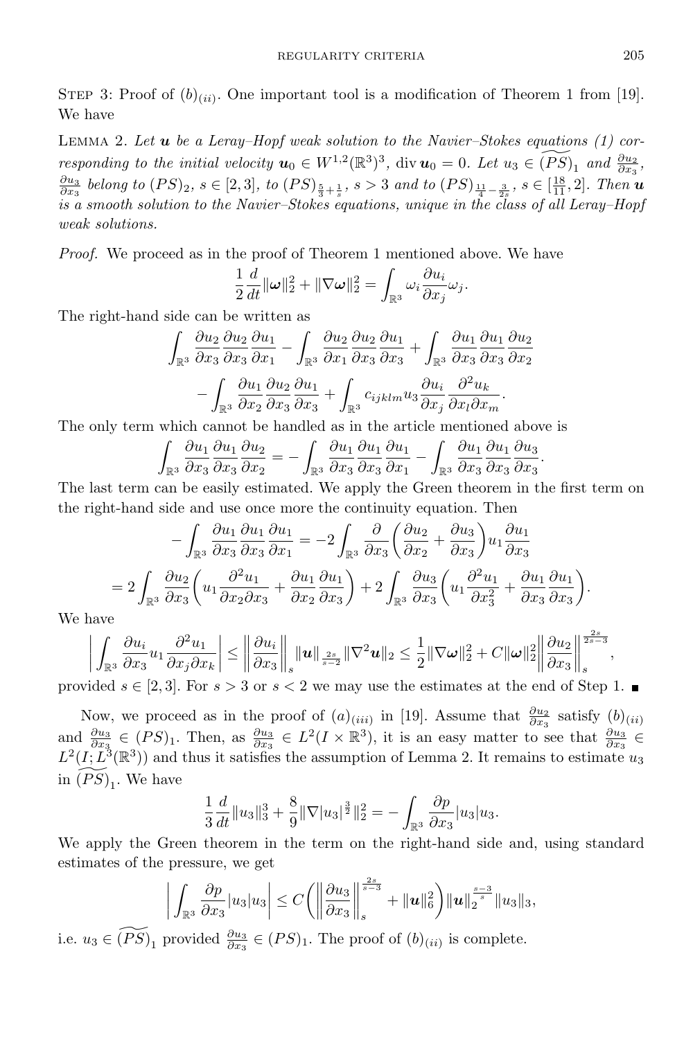STEP 3: Proof of $(b)_{(ii)}$. One important tool is a modification of Theorem 1 from [19]. We have

LEMMA 2. *Let $\boldsymbol{u}$ be a Leray–Hopf weak solution to the Navier–Stokes equations (1) corresponding to the initial velocity $\boldsymbol{u}_0 \in W^{1,2}(\mathbb{R}^3)^3$, $\operatorname{div} \boldsymbol{u}_0 = 0$. Let $u_3 \in \widetilde{(PS)}_1$ and $\frac{\partial u_2}{\partial x_3}$, $\frac{\partial u_3}{\partial x_3}$ belong to $(PS)_2$, $s \in [2,3]$, to $(PS)_{\frac{5}{3}+\frac{1}{s}}$, $s > 3$ and to $(PS)_{\frac{11}{4}-\frac{3}{2s}}$, $s \in [\frac{18}{11}, 2]$. Then $\boldsymbol{u}$ is a smooth solution to the Navier–Stokes equations, unique in the class of all Leray–Hopf weak solutions.*

*Proof.* We proceed as in the proof of Theorem 1 mentioned above. We have

$$\frac{1}{2}\frac{d}{dt}\|\boldsymbol{\omega}\|_2^2 + \|\nabla \boldsymbol{\omega}\|_2^2 = \int_{\mathbb{R}^3} \omega_i \frac{\partial u_i}{\partial x_j} \omega_j.$$

The right-hand side can be written as

$$\int_{\mathbb{R}^3} \frac{\partial u_2}{\partial x_3}\frac{\partial u_2}{\partial x_3}\frac{\partial u_1}{\partial x_1} - \int_{\mathbb{R}^3} \frac{\partial u_2}{\partial x_1}\frac{\partial u_2}{\partial x_3}\frac{\partial u_1}{\partial x_3} + \int_{\mathbb{R}^3} \frac{\partial u_1}{\partial x_3}\frac{\partial u_1}{\partial x_3}\frac{\partial u_2}{\partial x_2}$$
$$- \int_{\mathbb{R}^3} \frac{\partial u_1}{\partial x_2}\frac{\partial u_2}{\partial x_3}\frac{\partial u_1}{\partial x_3} + \int_{\mathbb{R}^3} c_{ijklm} u_3 \frac{\partial u_i}{\partial x_j}\frac{\partial^2 u_k}{\partial x_l \partial x_m}.$$

The only term which cannot be handled as in the article mentioned above is

$$\int_{\mathbb{R}^3} \frac{\partial u_1}{\partial x_3}\frac{\partial u_1}{\partial x_3}\frac{\partial u_2}{\partial x_2} = -\int_{\mathbb{R}^3} \frac{\partial u_1}{\partial x_3}\frac{\partial u_1}{\partial x_3}\frac{\partial u_1}{\partial x_1} - \int_{\mathbb{R}^3} \frac{\partial u_1}{\partial x_3}\frac{\partial u_1}{\partial x_3}\frac{\partial u_3}{\partial x_3}.$$

The last term can be easily estimated. We apply the Green theorem in the first term on the right-hand side and use once more the continuity equation. Then

$$-\int_{\mathbb{R}^3} \frac{\partial u_1}{\partial x_3}\frac{\partial u_1}{\partial x_3}\frac{\partial u_1}{\partial x_1} = -2\int_{\mathbb{R}^3} \frac{\partial}{\partial x_3}\Big(\frac{\partial u_2}{\partial x_2} + \frac{\partial u_3}{\partial x_3}\Big) u_1 \frac{\partial u_1}{\partial x_3}$$
$$= 2\int_{\mathbb{R}^3} \frac{\partial u_2}{\partial x_3}\Big(u_1 \frac{\partial^2 u_1}{\partial x_2 \partial x_3} + \frac{\partial u_1}{\partial x_2}\frac{\partial u_1}{\partial x_3}\Big) + 2\int_{\mathbb{R}^3} \frac{\partial u_3}{\partial x_3}\Big(u_1 \frac{\partial^2 u_1}{\partial x_3^2} + \frac{\partial u_1}{\partial x_3}\frac{\partial u_1}{\partial x_3}\Big).$$

We have

$$\bigg|\int_{\mathbb{R}^3} \frac{\partial u_i}{\partial x_3} u_1 \frac{\partial^2 u_1}{\partial x_j \partial x_k}\bigg| \le \bigg\|\frac{\partial u_i}{\partial x_3}\bigg\|_s \|\boldsymbol{u}\|_{\frac{2s}{s-2}} \|\nabla^2 \boldsymbol{u}\|_2 \le \frac{1}{2}\|\nabla \boldsymbol{\omega}\|_2^2 + C\|\boldsymbol{\omega}\|_2^2 \bigg\|\frac{\partial u_2}{\partial x_3}\bigg\|_s^{\frac{2s}{2s-3}},$$

provided $s \in [2,3]$. For $s > 3$ or $s < 2$ we may use the estimates at the end of Step 1. ∎

Now, we proceed as in the proof of $(a)_{(iii)}$ in [19]. Assume that $\frac{\partial u_2}{\partial x_3}$ satisfy $(b)_{(ii)}$ and $\frac{\partial u_3}{\partial x_3} \in (PS)_1$. Then, as $\frac{\partial u_3}{\partial x_3} \in L^2(I \times \mathbb{R}^3)$, it is an easy matter to see that $\frac{\partial u_3}{\partial x_3} \in L^2(I; L^3(\mathbb{R}^3))$ and thus it satisfies the assumption of Lemma 2. It remains to estimate $u_3$ in $\widetilde{(PS)}_1$. We have

$$\frac{1}{3}\frac{d}{dt}\|u_3\|_3^3 + \frac{8}{9}\|\nabla |u_3|^{\frac{3}{2}}\|_2^2 = -\int_{\mathbb{R}^3} \frac{\partial p}{\partial x_3} |u_3| u_3.$$

We apply the Green theorem in the term on the right-hand side and, using standard estimates of the pressure, we get

$$\bigg|\int_{\mathbb{R}^3} \frac{\partial p}{\partial x_3} |u_3| u_3\bigg| \le C\bigg(\bigg\|\frac{\partial u_3}{\partial x_3}\bigg\|_s^{\frac{2s}{s-3}} + \|\boldsymbol{u}\|_6^2\bigg) \|\boldsymbol{u}\|_2^{\frac{s-3}{s}} \|u_3\|_3,$$

i.e. $u_3 \in \widetilde{(PS)}_1$ provided $\frac{\partial u_3}{\partial x_3} \in (PS)_1$. The proof of $(b)_{(ii)}$ is complete.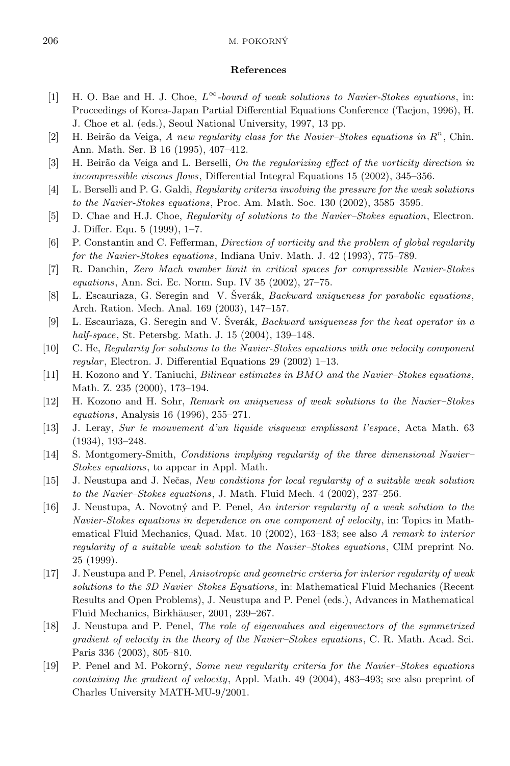## References

[1] H. O. Bae and H. J. Choe, *$L^\infty$-bound of weak solutions to Navier-Stokes equations*, in: Proceedings of Korea-Japan Partial Differential Equations Conference (Taejon, 1996), H. J. Choe et al. (eds.), Seoul National University, 1997, 13 pp.

[2] H. Beirão da Veiga, *A new regularity class for the Navier–Stokes equations in $R^n$*, Chin. Ann. Math. Ser. B 16 (1995), 407–412.

[3] H. Beirão da Veiga and L. Berselli, *On the regularizing effect of the vorticity direction in incompressible viscous flows*, Differential Integral Equations 15 (2002), 345–356.

[4] L. Berselli and P. G. Galdi, *Regularity criteria involving the pressure for the weak solutions to the Navier-Stokes equations*, Proc. Am. Math. Soc. 130 (2002), 3585–3595.

[5] D. Chae and H.J. Choe, *Regularity of solutions to the Navier–Stokes equation*, Electron. J. Differ. Equ. 5 (1999), 1–7.

[6] P. Constantin and C. Fefferman, *Direction of vorticity and the problem of global regularity for the Navier-Stokes equations*, Indiana Univ. Math. J. 42 (1993), 775–789.

[7] R. Danchin, *Zero Mach number limit in critical spaces for compressible Navier-Stokes equations*, Ann. Sci. Ec. Norm. Sup. IV 35 (2002), 27–75.

[8] L. Escauriaza, G. Seregin and V. Šverák, *Backward uniqueness for parabolic equations*, Arch. Ration. Mech. Anal. 169 (2003), 147–157.

[9] L. Escauriaza, G. Seregin and V. Šverák, *Backward uniqueness for the heat operator in a half-space*, St. Petersbg. Math. J. 15 (2004), 139–148.

[10] C. He, *Regularity for solutions to the Navier-Stokes equations with one velocity component regular*, Electron. J. Differential Equations 29 (2002) 1–13.

[11] H. Kozono and Y. Taniuchi, *Bilinear estimates in BMO and the Navier–Stokes equations*, Math. Z. 235 (2000), 173–194.

[12] H. Kozono and H. Sohr, *Remark on uniqueness of weak solutions to the Navier–Stokes equations*, Analysis 16 (1996), 255–271.

[13] J. Leray, *Sur le mouvement d'un liquide visqueux emplissant l'espace*, Acta Math. 63 (1934), 193–248.

[14] S. Montgomery-Smith, *Conditions implying regularity of the three dimensional Navier–Stokes equations*, to appear in Appl. Math.

[15] J. Neustupa and J. Nečas, *New conditions for local regularity of a suitable weak solution to the Navier–Stokes equations*, J. Math. Fluid Mech. 4 (2002), 237–256.

[16] J. Neustupa, A. Novotný and P. Penel, *An interior regularity of a weak solution to the Navier-Stokes equations in dependence on one component of velocity*, in: Topics in Mathematical Fluid Mechanics, Quad. Mat. 10 (2002), 163–183; see also *A remark to interior regularity of a suitable weak solution to the Navier–Stokes equations*, CIM preprint No. 25 (1999).

[17] J. Neustupa and P. Penel, *Anisotropic and geometric criteria for interior regularity of weak solutions to the 3D Navier–Stokes Equations*, in: Mathematical Fluid Mechanics (Recent Results and Open Problems), J. Neustupa and P. Penel (eds.), Advances in Mathematical Fluid Mechanics, Birkhäuser, 2001, 239–267.

[18] J. Neustupa and P. Penel, *The role of eigenvalues and eigenvectors of the symmetrized gradient of velocity in the theory of the Navier–Stokes equations*, C. R. Math. Acad. Sci. Paris 336 (2003), 805–810.

[19] P. Penel and M. Pokorný, *Some new regularity criteria for the Navier-Stokes equations containing the gradient of velocity*, Appl. Math. 49 (2004), 483–493; see also preprint of Charles University MATH-MU-9/2001.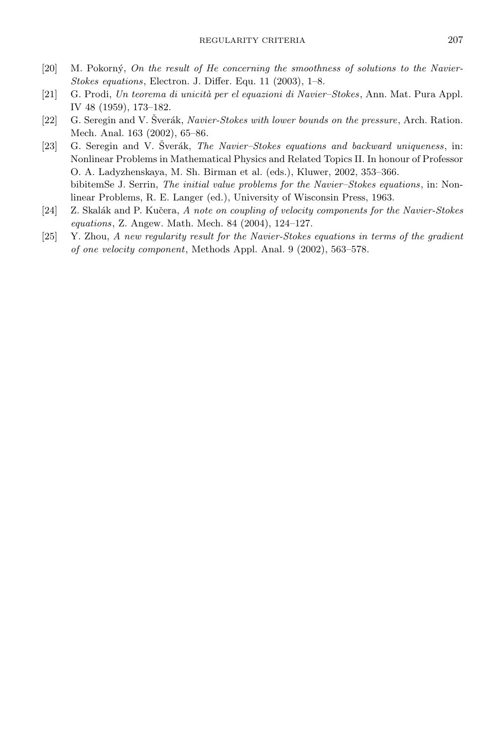[20] M. Pokorný, *On the result of He concerning the smoothness of solutions to the Navier-Stokes equations*, Electron. J. Differ. Equ. 11 (2003), 1–8.

[21] G. Prodi, *Un teorema di unicità per el equazioni di Navier–Stokes*, Ann. Mat. Pura Appl. IV 48 (1959), 173–182.

[22] G. Seregin and V. Šverák, *Navier-Stokes with lower bounds on the pressure*, Arch. Ration. Mech. Anal. 163 (2002), 65–86.

[23] G. Seregin and V. Šverák, *The Navier–Stokes equations and backward uniqueness*, in: Nonlinear Problems in Mathematical Physics and Related Topics II. In honour of Professor O. A. Ladyzhenskaya, M. Sh. Birman et al. (eds.), Kluwer, 2002, 353–366. bibitemSe J. Serrin, *The initial value problems for the Navier–Stokes equations*, in: Nonlinear Problems, R. E. Langer (ed.), University of Wisconsin Press, 1963.

[24] Z. Skalák and P. Kučera, *A note on coupling of velocity components for the Navier-Stokes equations*, Z. Angew. Math. Mech. 84 (2004), 124–127.

[25] Y. Zhou, *A new regularity result for the Navier-Stokes equations in terms of the gradient of one velocity component*, Methods Appl. Anal. 9 (2002), 563–578.